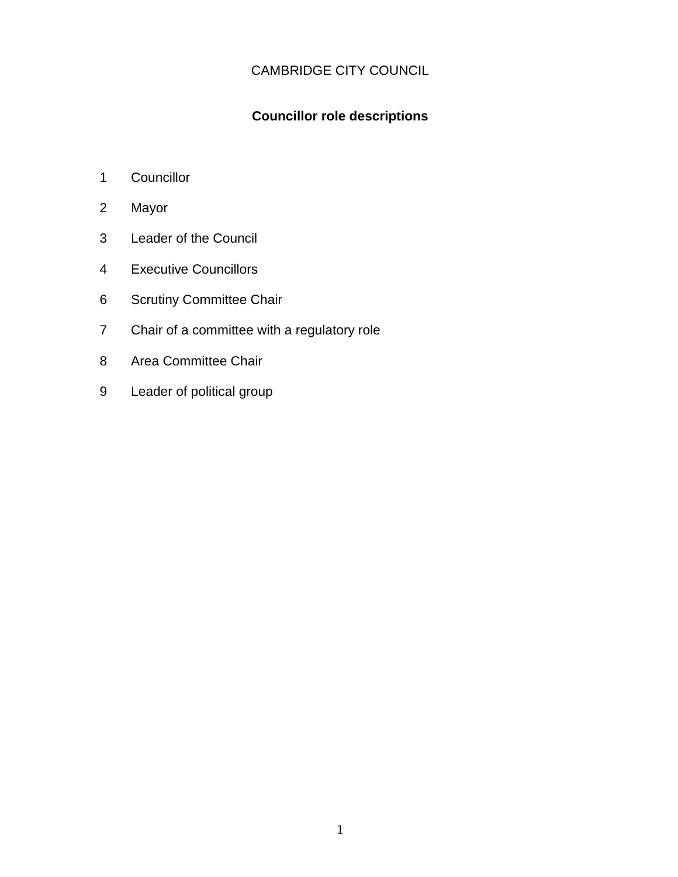CAMBRIDGE CITY COUNCIL

# Councillor role descriptions

1 Councillor

2 Mayor

3 Leader of the Council

4 Executive Councillors

6 Scrutiny Committee Chair

7 Chair of a committee with a regulatory role

8 Area Committee Chair

9 Leader of political group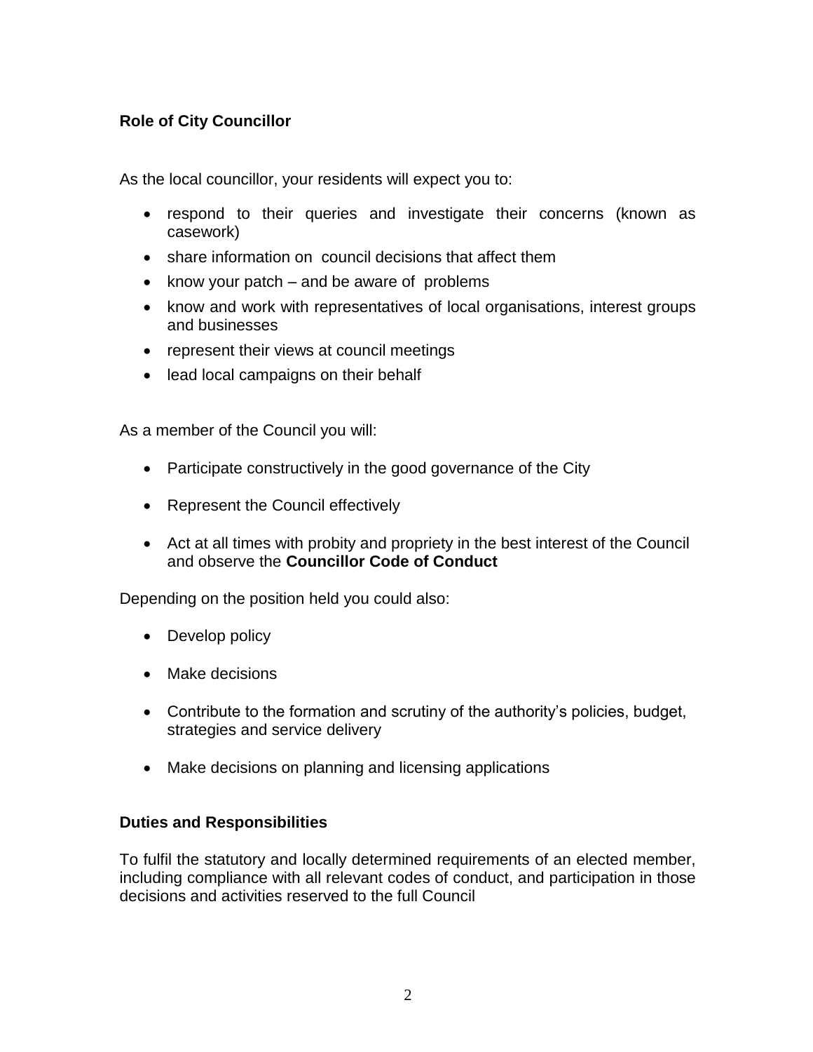## Role of City Councillor

As the local councillor, your residents will expect you to:

- respond to their queries and investigate their concerns (known as casework)
- share information on council decisions that affect them
- know your patch – and be aware of problems
- know and work with representatives of local organisations, interest groups and businesses
- represent their views at council meetings
- lead local campaigns on their behalf

As a member of the Council you will:

- Participate constructively in the good governance of the City
- Represent the Council effectively
- Act at all times with probity and propriety in the best interest of the Council and observe the **Councillor Code of Conduct**

Depending on the position held you could also:

- Develop policy
- Make decisions
- Contribute to the formation and scrutiny of the authority's policies, budget, strategies and service delivery
- Make decisions on planning and licensing applications

## Duties and Responsibilities

To fulfil the statutory and locally determined requirements of an elected member, including compliance with all relevant codes of conduct, and participation in those decisions and activities reserved to the full Council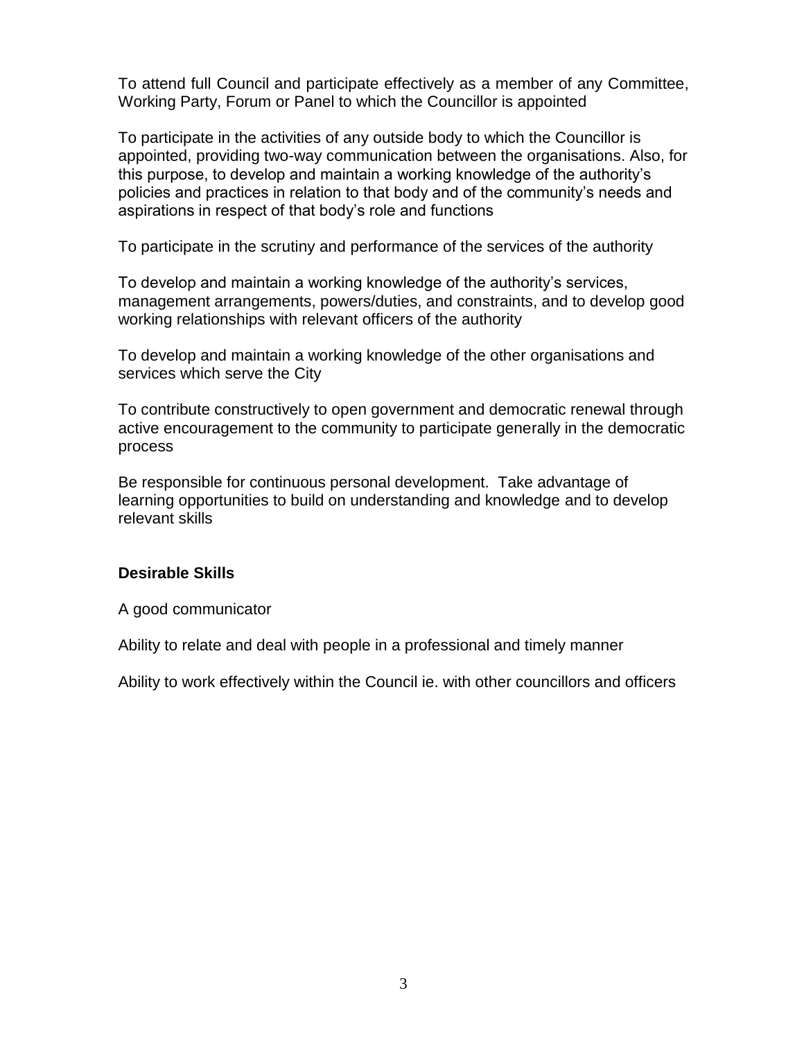To attend full Council and participate effectively as a member of any Committee, Working Party, Forum or Panel to which the Councillor is appointed

To participate in the activities of any outside body to which the Councillor is appointed, providing two-way communication between the organisations. Also, for this purpose, to develop and maintain a working knowledge of the authority's policies and practices in relation to that body and of the community's needs and aspirations in respect of that body's role and functions

To participate in the scrutiny and performance of the services of the authority

To develop and maintain a working knowledge of the authority's services, management arrangements, powers/duties, and constraints, and to develop good working relationships with relevant officers of the authority

To develop and maintain a working knowledge of the other organisations and services which serve the City

To contribute constructively to open government and democratic renewal through active encouragement to the community to participate generally in the democratic process

Be responsible for continuous personal development. Take advantage of learning opportunities to build on understanding and knowledge and to develop relevant skills

**Desirable Skills**

A good communicator

Ability to relate and deal with people in a professional and timely manner

Ability to work effectively within the Council ie. with other councillors and officers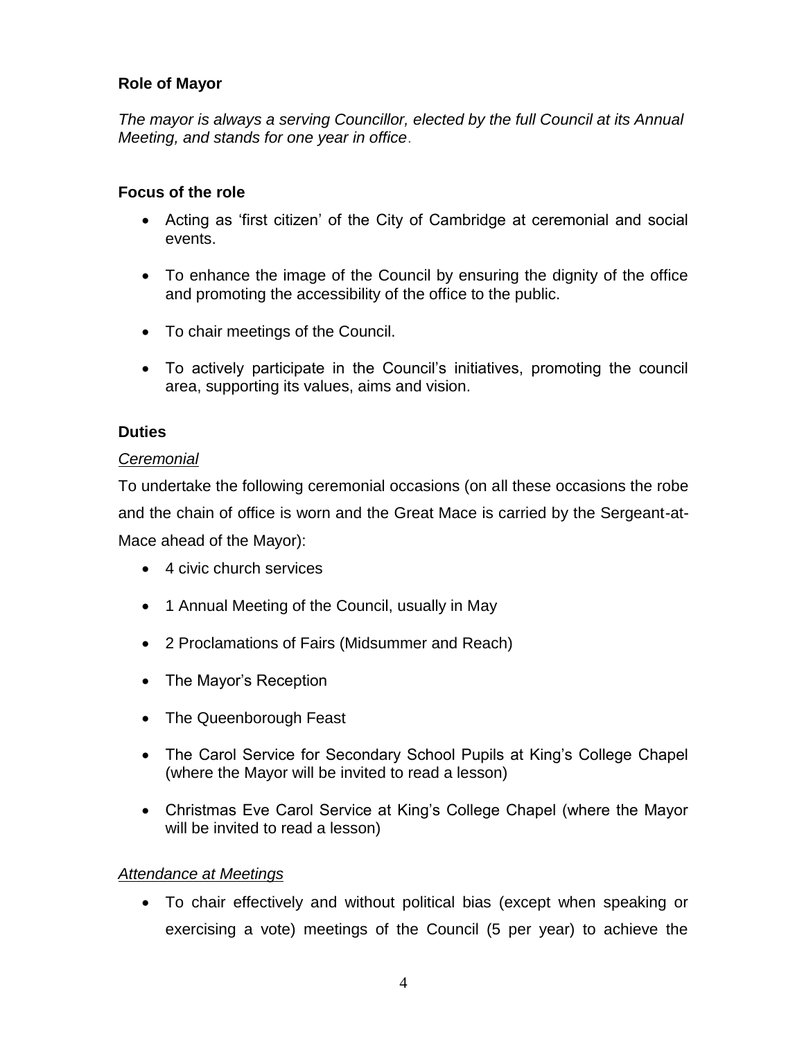**Role of Mayor**

*The mayor is always a serving Councillor, elected by the full Council at its Annual Meeting, and stands for one year in office*.

**Focus of the role**

- Acting as 'first citizen' of the City of Cambridge at ceremonial and social events.
- To enhance the image of the Council by ensuring the dignity of the office and promoting the accessibility of the office to the public.
- To chair meetings of the Council.
- To actively participate in the Council's initiatives, promoting the council area, supporting its values, aims and vision.

**Duties**

*Ceremonial*

To undertake the following ceremonial occasions (on all these occasions the robe and the chain of office is worn and the Great Mace is carried by the Sergeant-at-Mace ahead of the Mayor):

- 4 civic church services
- 1 Annual Meeting of the Council, usually in May
- 2 Proclamations of Fairs (Midsummer and Reach)
- The Mayor's Reception
- The Queenborough Feast
- The Carol Service for Secondary School Pupils at King's College Chapel (where the Mayor will be invited to read a lesson)
- Christmas Eve Carol Service at King's College Chapel (where the Mayor will be invited to read a lesson)

*Attendance at Meetings*

- To chair effectively and without political bias (except when speaking or exercising a vote) meetings of the Council (5 per year) to achieve the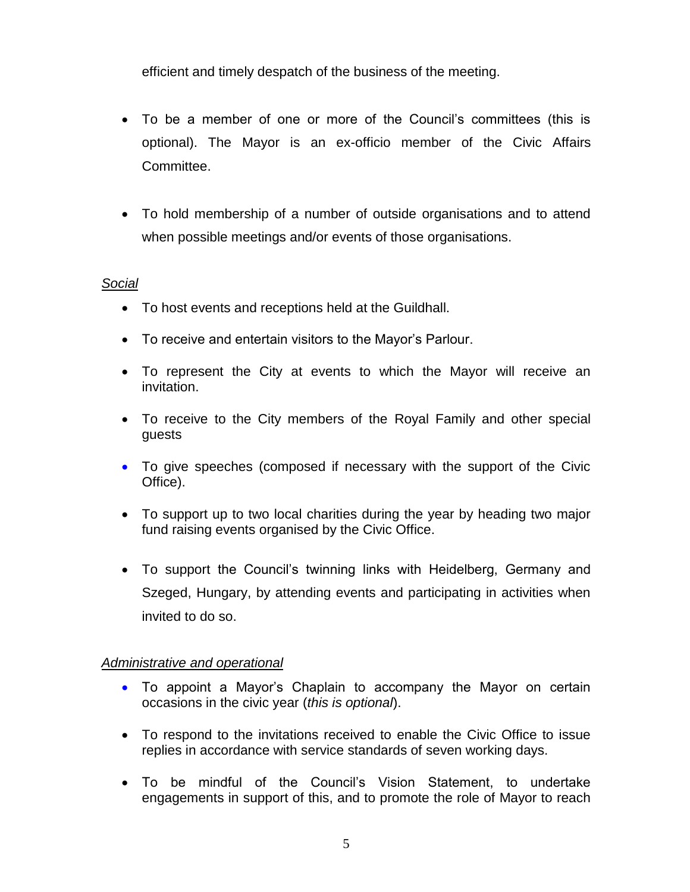efficient and timely despatch of the business of the meeting.

- To be a member of one or more of the Council's committees (this is optional). The Mayor is an ex-officio member of the Civic Affairs Committee.
- To hold membership of a number of outside organisations and to attend when possible meetings and/or events of those organisations.

*Social*

- To host events and receptions held at the Guildhall.
- To receive and entertain visitors to the Mayor's Parlour.
- To represent the City at events to which the Mayor will receive an invitation.
- To receive to the City members of the Royal Family and other special guests
- To give speeches (composed if necessary with the support of the Civic Office).
- To support up to two local charities during the year by heading two major fund raising events organised by the Civic Office.
- To support the Council's twinning links with Heidelberg, Germany and Szeged, Hungary, by attending events and participating in activities when invited to do so.

*Administrative and operational*

- To appoint a Mayor's Chaplain to accompany the Mayor on certain occasions in the civic year (*this is optional*).
- To respond to the invitations received to enable the Civic Office to issue replies in accordance with service standards of seven working days.
- To be mindful of the Council's Vision Statement, to undertake engagements in support of this, and to promote the role of Mayor to reach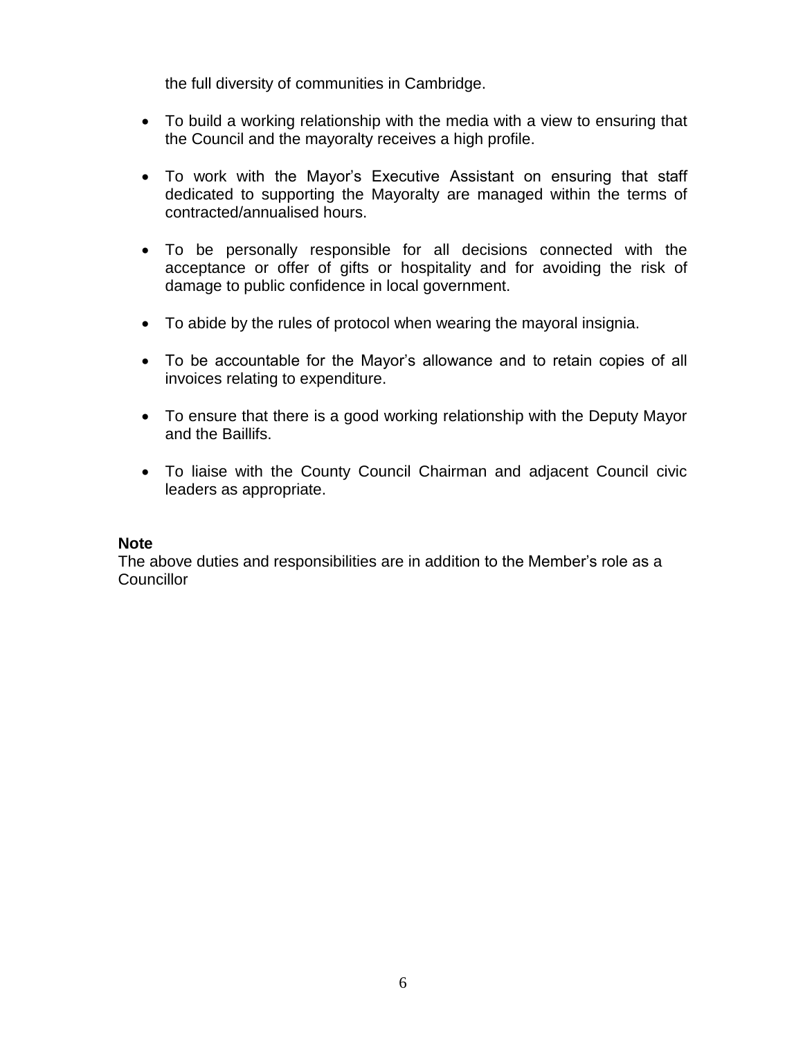the full diversity of communities in Cambridge.

- To build a working relationship with the media with a view to ensuring that the Council and the mayoralty receives a high profile.
- To work with the Mayor's Executive Assistant on ensuring that staff dedicated to supporting the Mayoralty are managed within the terms of contracted/annualised hours.
- To be personally responsible for all decisions connected with the acceptance or offer of gifts or hospitality and for avoiding the risk of damage to public confidence in local government.
- To abide by the rules of protocol when wearing the mayoral insignia.
- To be accountable for the Mayor's allowance and to retain copies of all invoices relating to expenditure.
- To ensure that there is a good working relationship with the Deputy Mayor and the Baillifs.
- To liaise with the County Council Chairman and adjacent Council civic leaders as appropriate.

**Note**

The above duties and responsibilities are in addition to the Member's role as a Councillor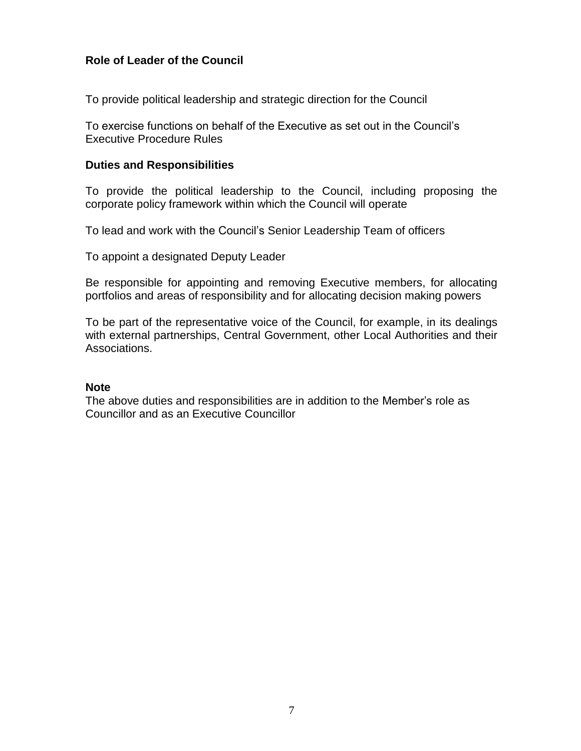## Role of Leader of the Council

To provide political leadership and strategic direction for the Council

To exercise functions on behalf of the Executive as set out in the Council's Executive Procedure Rules

### Duties and Responsibilities

To provide the political leadership to the Council, including proposing the corporate policy framework within which the Council will operate

To lead and work with the Council's Senior Leadership Team of officers

To appoint a designated Deputy Leader

Be responsible for appointing and removing Executive members, for allocating portfolios and areas of responsibility and for allocating decision making powers

To be part of the representative voice of the Council, for example, in its dealings with external partnerships, Central Government, other Local Authorities and their Associations.

**Note**

The above duties and responsibilities are in addition to the Member's role as Councillor and as an Executive Councillor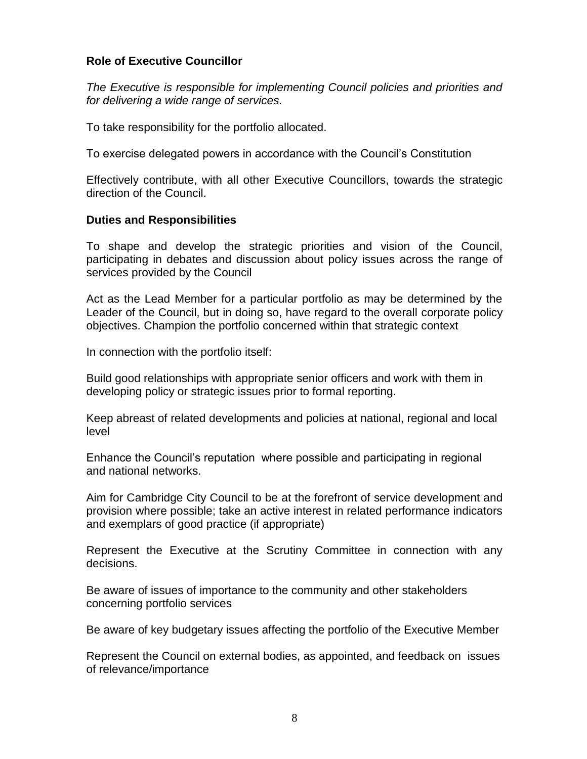**Role of Executive Councillor**

*The Executive is responsible for implementing Council policies and priorities and for delivering a wide range of services.*

To take responsibility for the portfolio allocated.

To exercise delegated powers in accordance with the Council's Constitution

Effectively contribute, with all other Executive Councillors, towards the strategic direction of the Council.

**Duties and Responsibilities**

To shape and develop the strategic priorities and vision of the Council, participating in debates and discussion about policy issues across the range of services provided by the Council

Act as the Lead Member for a particular portfolio as may be determined by the Leader of the Council, but in doing so, have regard to the overall corporate policy objectives. Champion the portfolio concerned within that strategic context

In connection with the portfolio itself:

Build good relationships with appropriate senior officers and work with them in developing policy or strategic issues prior to formal reporting.

Keep abreast of related developments and policies at national, regional and local level

Enhance the Council's reputation where possible and participating in regional and national networks.

Aim for Cambridge City Council to be at the forefront of service development and provision where possible; take an active interest in related performance indicators and exemplars of good practice (if appropriate)

Represent the Executive at the Scrutiny Committee in connection with any decisions.

Be aware of issues of importance to the community and other stakeholders concerning portfolio services

Be aware of key budgetary issues affecting the portfolio of the Executive Member

Represent the Council on external bodies, as appointed, and feedback on issues of relevance/importance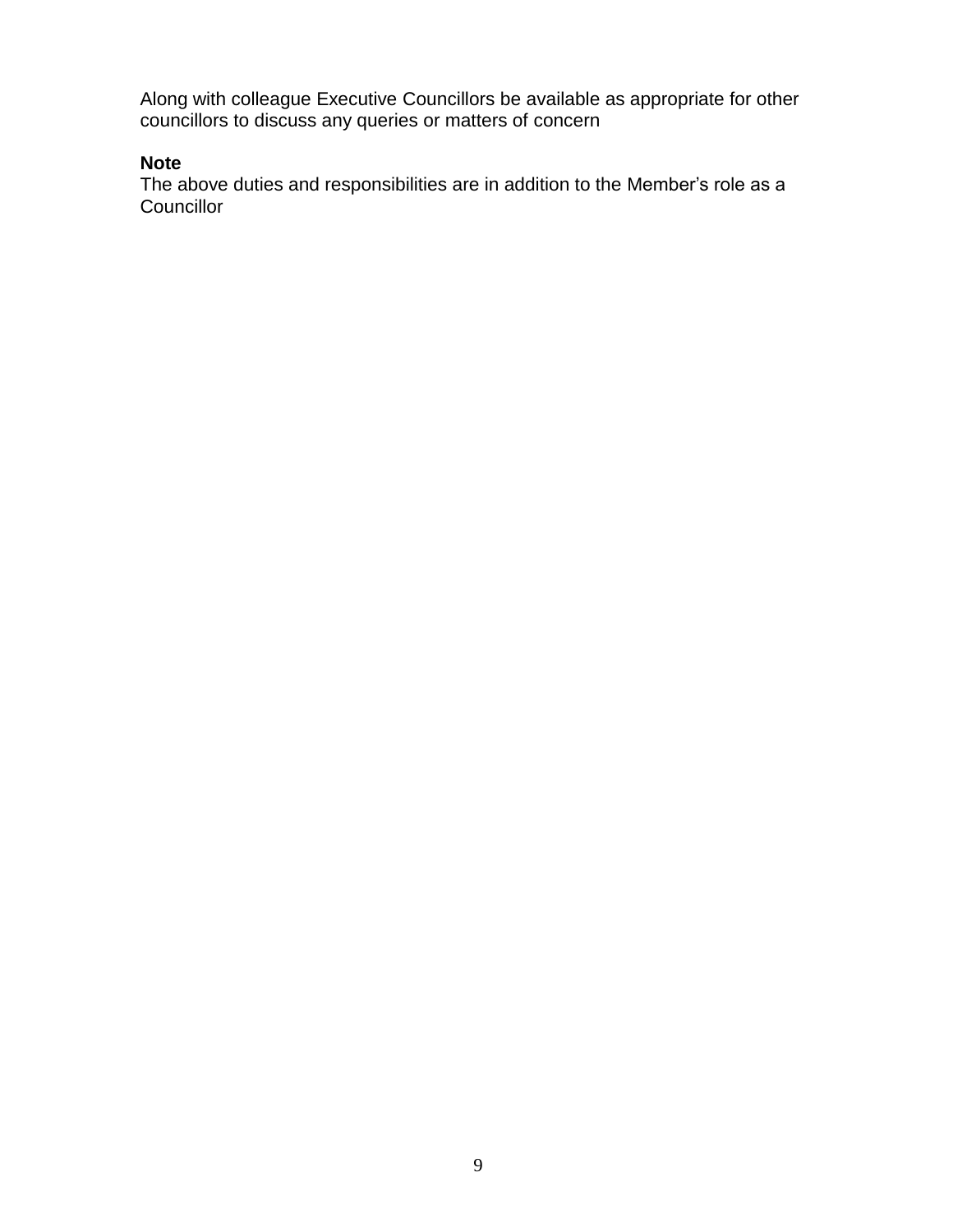Along with colleague Executive Councillors be available as appropriate for other councillors to discuss any queries or matters of concern

**Note**
The above duties and responsibilities are in addition to the Member's role as a Councillor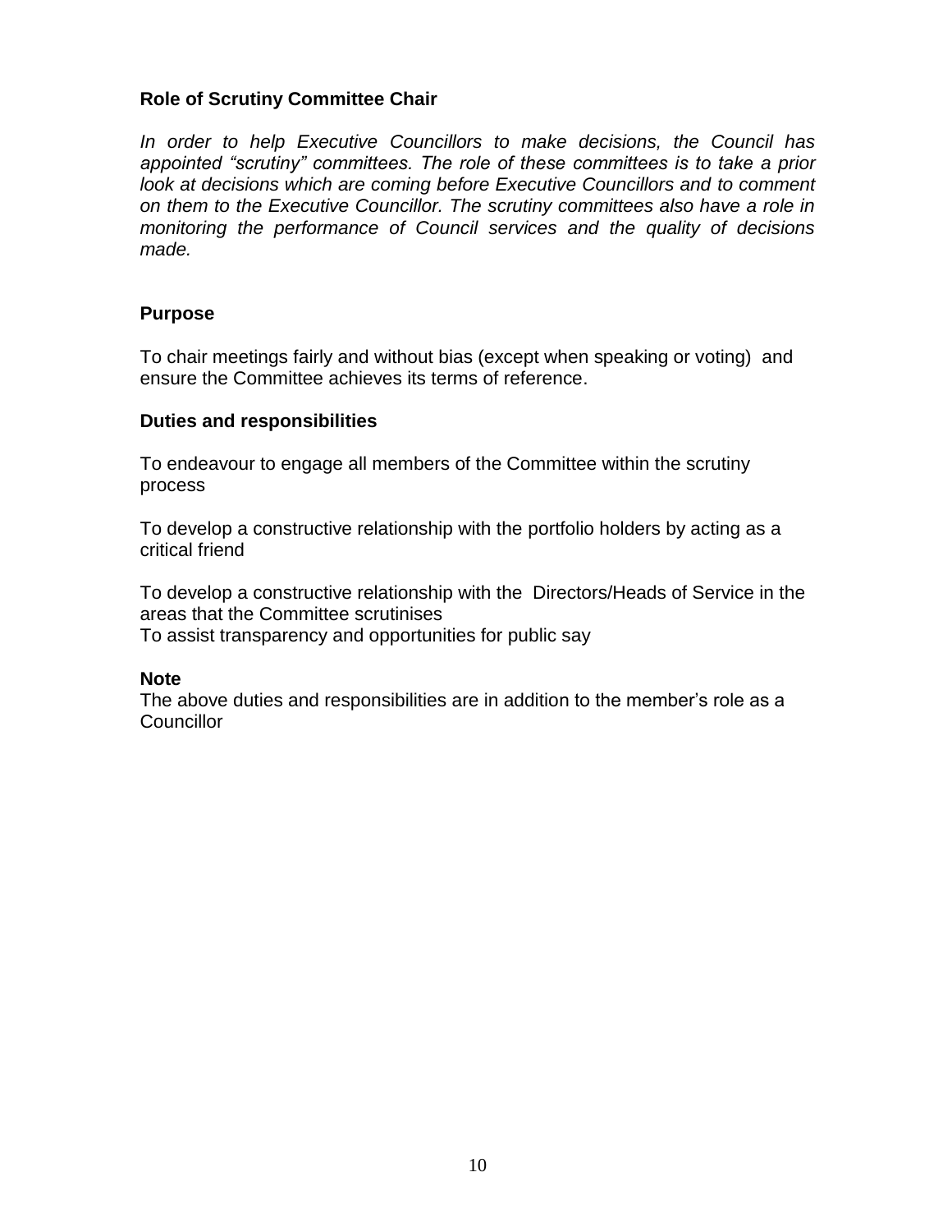## Role of Scrutiny Committee Chair

*In order to help Executive Councillors to make decisions, the Council has appointed "scrutiny" committees. The role of these committees is to take a prior look at decisions which are coming before Executive Councillors and to comment on them to the Executive Councillor. The scrutiny committees also have a role in monitoring the performance of Council services and the quality of decisions made.*

### Purpose

To chair meetings fairly and without bias (except when speaking or voting) and ensure the Committee achieves its terms of reference.

### Duties and responsibilities

To endeavour to engage all members of the Committee within the scrutiny process

To develop a constructive relationship with the portfolio holders by acting as a critical friend

To develop a constructive relationship with the Directors/Heads of Service in the areas that the Committee scrutinises
To assist transparency and opportunities for public say

### Note

The above duties and responsibilities are in addition to the member's role as a Councillor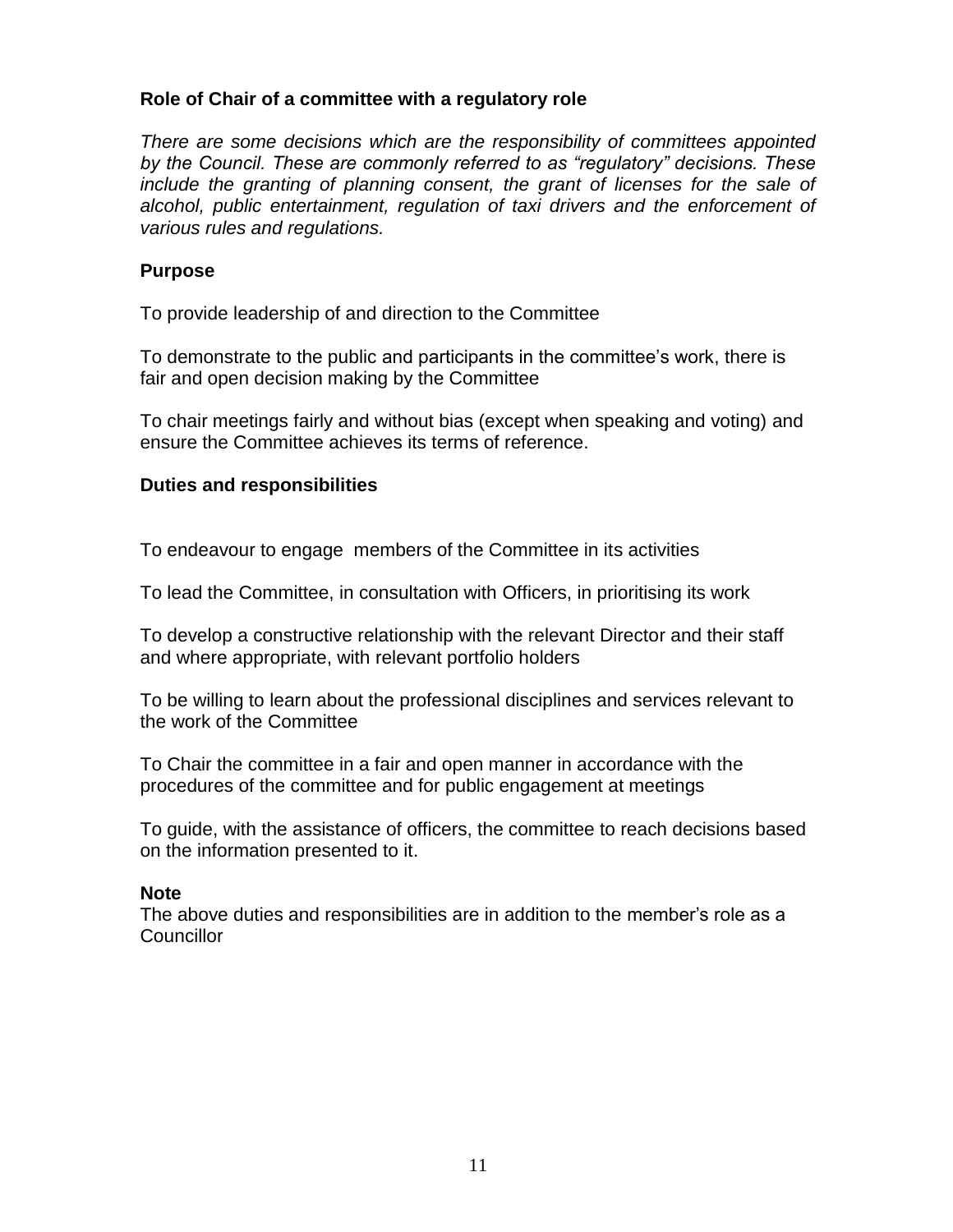## Role of Chair of a committee with a regulatory role

*There are some decisions which are the responsibility of committees appointed by the Council. These are commonly referred to as "regulatory" decisions. These include the granting of planning consent, the grant of licenses for the sale of alcohol, public entertainment, regulation of taxi drivers and the enforcement of various rules and regulations.*

### Purpose

To provide leadership of and direction to the Committee

To demonstrate to the public and participants in the committee's work, there is fair and open decision making by the Committee

To chair meetings fairly and without bias (except when speaking and voting) and ensure the Committee achieves its terms of reference.

### Duties and responsibilities

To endeavour to engage members of the Committee in its activities

To lead the Committee, in consultation with Officers, in prioritising its work

To develop a constructive relationship with the relevant Director and their staff and where appropriate, with relevant portfolio holders

To be willing to learn about the professional disciplines and services relevant to the work of the Committee

To Chair the committee in a fair and open manner in accordance with the procedures of the committee and for public engagement at meetings

To guide, with the assistance of officers, the committee to reach decisions based on the information presented to it.

**Note**
The above duties and responsibilities are in addition to the member's role as a Councillor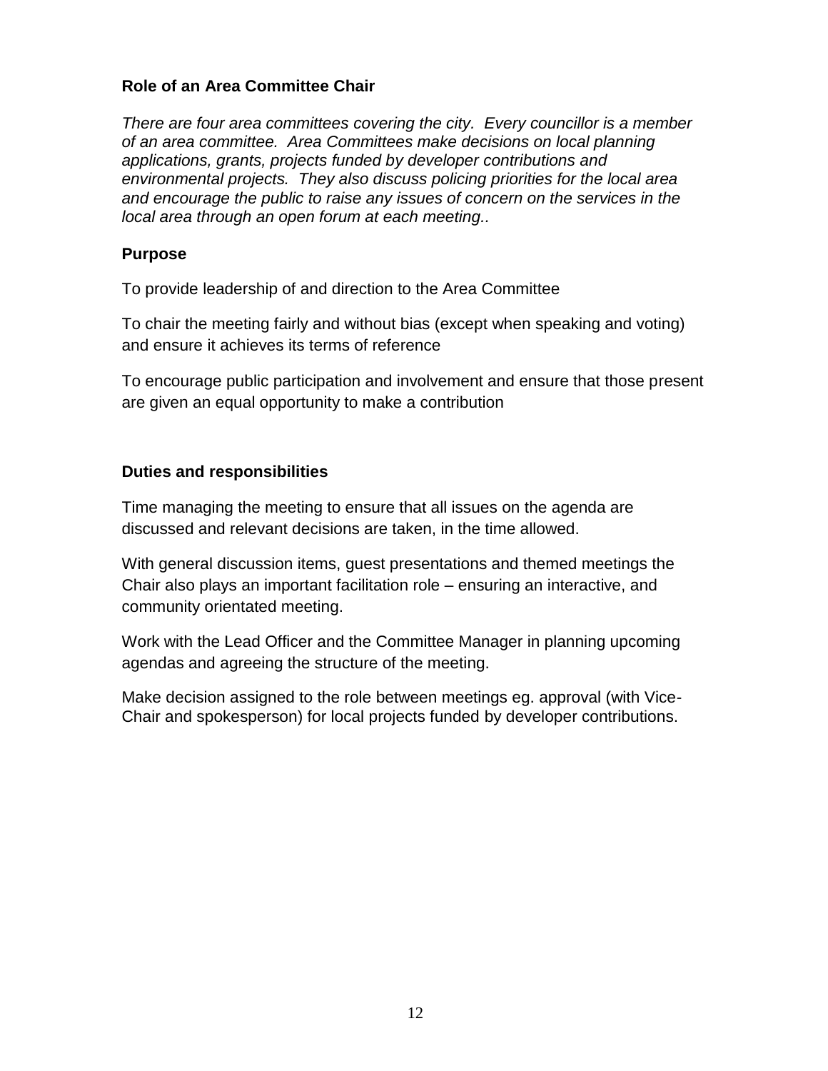## Role of an Area Committee Chair

*There are four area committees covering the city. Every councillor is a member of an area committee. Area Committees make decisions on local planning applications, grants, projects funded by developer contributions and environmental projects. They also discuss policing priorities for the local area and encourage the public to raise any issues of concern on the services in the local area through an open forum at each meeting..*

### Purpose

To provide leadership of and direction to the Area Committee

To chair the meeting fairly and without bias (except when speaking and voting) and ensure it achieves its terms of reference

To encourage public participation and involvement and ensure that those present are given an equal opportunity to make a contribution

### Duties and responsibilities

Time managing the meeting to ensure that all issues on the agenda are discussed and relevant decisions are taken, in the time allowed.

With general discussion items, guest presentations and themed meetings the Chair also plays an important facilitation role – ensuring an interactive, and community orientated meeting.

Work with the Lead Officer and the Committee Manager in planning upcoming agendas and agreeing the structure of the meeting.

Make decision assigned to the role between meetings eg. approval (with Vice-Chair and spokesperson) for local projects funded by developer contributions.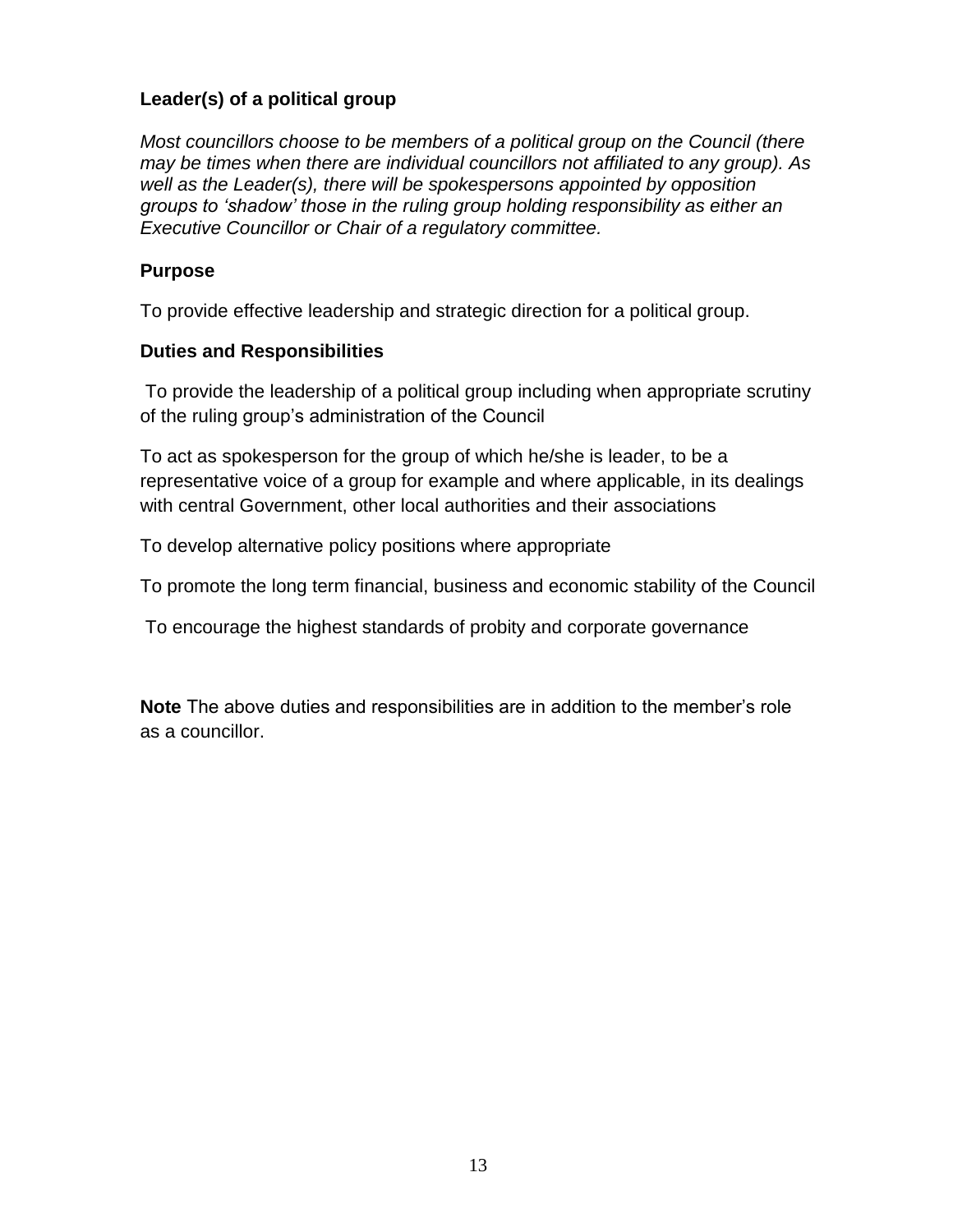**Leader(s) of a political group**

*Most councillors choose to be members of a political group on the Council (there may be times when there are individual councillors not affiliated to any group). As well as the Leader(s), there will be spokespersons appointed by opposition groups to 'shadow' those in the ruling group holding responsibility as either an Executive Councillor or Chair of a regulatory committee.*

**Purpose**

To provide effective leadership and strategic direction for a political group.

**Duties and Responsibilities**

To provide the leadership of a political group including when appropriate scrutiny of the ruling group's administration of the Council

To act as spokesperson for the group of which he/she is leader, to be a representative voice of a group for example and where applicable, in its dealings with central Government, other local authorities and their associations

To develop alternative policy positions where appropriate

To promote the long term financial, business and economic stability of the Council

To encourage the highest standards of probity and corporate governance

**Note** The above duties and responsibilities are in addition to the member's role as a councillor.